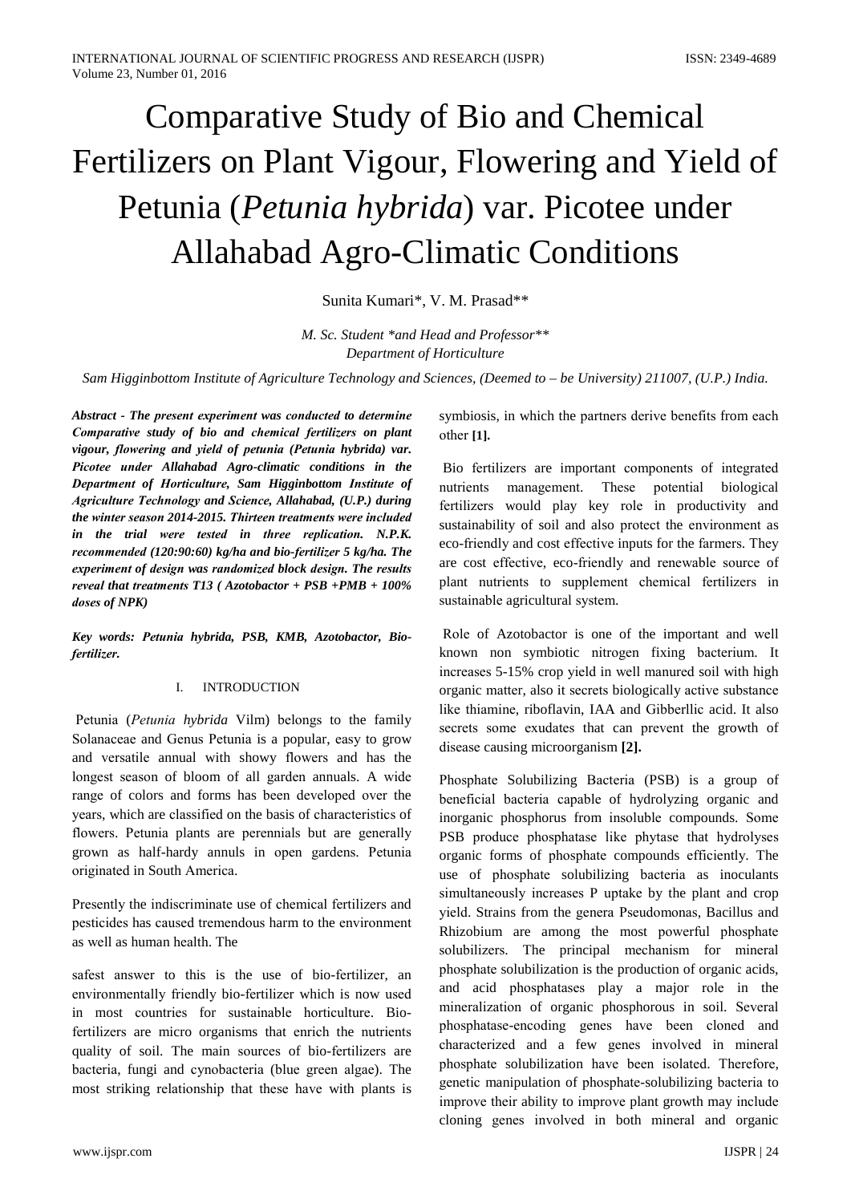# Comparative Study of Bio and Chemical Fertilizers on Plant Vigour, Flowering and Yield of Petunia (*Petunia hybrida*) var. Picotee under Allahabad Agro-Climatic Conditions

Sunita Kumari*, V. M. Prasad**

*M. Sc. Student *and Head and Professor***
*Department of Horticulture*

*Sam Higginbottom Institute of Agriculture Technology and Sciences, (Deemed to – be University) 211007, (U.P.) India.*

***Abstract - The present experiment was conducted to determine Comparative study of bio and chemical fertilizers on plant vigour, flowering and yield of petunia (Petunia hybrida) var. Picotee under Allahabad Agro-climatic conditions in the Department of Horticulture, Sam Higginbottom Institute of Agriculture Technology and Science, Allahabad, (U.P.) during the winter season 2014-2015. Thirteen treatments were included in the trial were tested in three replication. N.P.K. recommended (120:90:60) kg/ha and bio-fertilizer 5 kg/ha. The experiment of design was randomized block design. The results reveal that treatments T13 ( Azotobactor + PSB +PMB + 100% doses of NPK)***

***Key words: Petunia hybrida, PSB, KMB, Azotobactor, Bio-fertilizer.***

## I. INTRODUCTION

Petunia (*Petunia hybrida* Vilm) belongs to the family Solanaceae and Genus Petunia is a popular, easy to grow and versatile annual with showy flowers and has the longest season of bloom of all garden annuals. A wide range of colors and forms has been developed over the years, which are classified on the basis of characteristics of flowers. Petunia plants are perennials but are generally grown as half-hardy annuls in open gardens. Petunia originated in South America.

Presently the indiscriminate use of chemical fertilizers and pesticides has caused tremendous harm to the environment as well as human health. The

safest answer to this is the use of bio-fertilizer, an environmentally friendly bio-fertilizer which is now used in most countries for sustainable horticulture. Bio-fertilizers are micro organisms that enrich the nutrients quality of soil. The main sources of bio-fertilizers are bacteria, fungi and cynobacteria (blue green algae). The most striking relationship that these have with plants is symbiosis, in which the partners derive benefits from each other **[1].**

Bio fertilizers are important components of integrated nutrients management. These potential biological fertilizers would play key role in productivity and sustainability of soil and also protect the environment as eco-friendly and cost effective inputs for the farmers. They are cost effective, eco-friendly and renewable source of plant nutrients to supplement chemical fertilizers in sustainable agricultural system.

Role of Azotobactor is one of the important and well known non symbiotic nitrogen fixing bacterium. It increases 5-15% crop yield in well manured soil with high organic matter, also it secrets biologically active substance like thiamine, riboflavin, IAA and Gibberllic acid. It also secrets some exudates that can prevent the growth of disease causing microorganism **[2].**

Phosphate Solubilizing Bacteria (PSB) is a group of beneficial bacteria capable of hydrolyzing organic and inorganic phosphorus from insoluble compounds. Some PSB produce phosphatase like phytase that hydrolyses organic forms of phosphate compounds efficiently. The use of phosphate solubilizing bacteria as inoculants simultaneously increases P uptake by the plant and crop yield. Strains from the genera Pseudomonas, Bacillus and Rhizobium are among the most powerful phosphate solubilizers. The principal mechanism for mineral phosphate solubilization is the production of organic acids, and acid phosphatases play a major role in the mineralization of organic phosphorous in soil. Several phosphatase-encoding genes have been cloned and characterized and a few genes involved in mineral phosphate solubilization have been isolated. Therefore, genetic manipulation of phosphate-solubilizing bacteria to improve their ability to improve plant growth may include cloning genes involved in both mineral and organic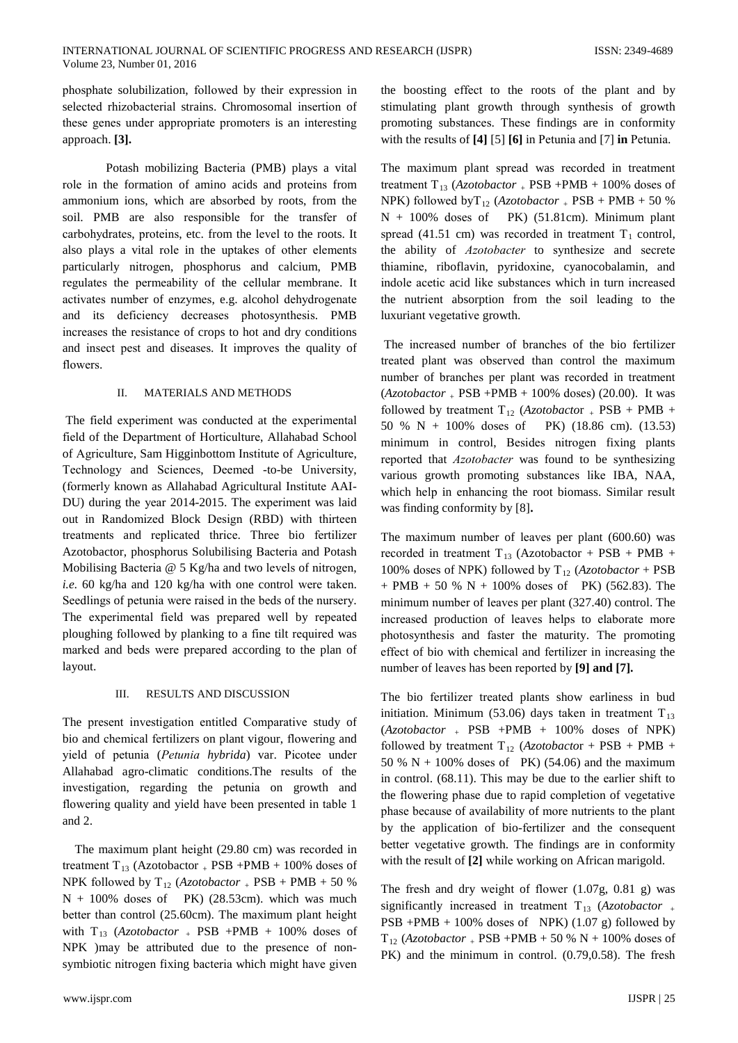phosphate solubilization, followed by their expression in selected rhizobacterial strains. Chromosomal insertion of these genes under appropriate promoters is an interesting approach. **[3].**

Potash mobilizing Bacteria (PMB) plays a vital role in the formation of amino acids and proteins from ammonium ions, which are absorbed by roots, from the soil. PMB are also responsible for the transfer of carbohydrates, proteins, etc. from the level to the roots. It also plays a vital role in the uptakes of other elements particularly nitrogen, phosphorus and calcium, PMB regulates the permeability of the cellular membrane. It activates number of enzymes, e.g. alcohol dehydrogenate and its deficiency decreases photosynthesis. PMB increases the resistance of crops to hot and dry conditions and insect pest and diseases. It improves the quality of flowers.

## II. MATERIALS AND METHODS

The field experiment was conducted at the experimental field of the Department of Horticulture, Allahabad School of Agriculture, Sam Higginbottom Institute of Agriculture, Technology and Sciences, Deemed -to-be University, (formerly known as Allahabad Agricultural Institute AAI-DU) during the year 2014-2015. The experiment was laid out in Randomized Block Design (RBD) with thirteen treatments and replicated thrice. Three bio fertilizer Azotobactor, phosphorus Solubilising Bacteria and Potash Mobilising Bacteria @ 5 Kg/ha and two levels of nitrogen, *i.e.* 60 kg/ha and 120 kg/ha with one control were taken. Seedlings of petunia were raised in the beds of the nursery. The experimental field was prepared well by repeated ploughing followed by planking to a fine tilt required was marked and beds were prepared according to the plan of layout.

## III. RESULTS AND DISCUSSION

The present investigation entitled Comparative study of bio and chemical fertilizers on plant vigour, flowering and yield of petunia (*Petunia hybrida*) var. Picotee under Allahabad agro-climatic conditions.The results of the investigation, regarding the petunia on growth and flowering quality and yield have been presented in table 1 and 2.

The maximum plant height (29.80 cm) was recorded in treatment $T_{13}$ (Azotobactor + PSB +PMB + 100% doses of NPK followed by $T_{12}$ (*Azotobactor* + PSB + PMB + 50 % N + 100% doses of PK) (28.53cm). which was much better than control (25.60cm). The maximum plant height with $T_{13}$ (*Azotobactor* + PSB +PMB + 100% doses of NPK )may be attributed due to the presence of non-symbiotic nitrogen fixing bacteria which might have given the boosting effect to the roots of the plant and by stimulating plant growth through synthesis of growth promoting substances. These findings are in conformity with the results of **[4]** [5] **[6]** in Petunia and [7] **in** Petunia.

The maximum plant spread was recorded in treatment treatment $T_{13}$ (*Azotobactor* + PSB +PMB + 100% doses of NPK) followed by$T_{12}$ (*Azotobactor* + PSB + PMB + 50 % N + 100% doses of PK) (51.81cm). Minimum plant spread (41.51 cm) was recorded in treatment $T_1$ control, the ability of *Azotobacter* to synthesize and secrete thiamine, riboflavin, pyridoxine, cyanocobalamin, and indole acetic acid like substances which in turn increased the nutrient absorption from the soil leading to the luxuriant vegetative growth.

The increased number of branches of the bio fertilizer treated plant was observed than control the maximum number of branches per plant was recorded in treatment (*Azotobactor* + PSB +PMB + 100% doses) (20.00). It was followed by treatment $T_{12}$ (*Azotobacto*r + PSB + PMB + 50 % N + 100% doses of PK) (18.86 cm). (13.53) minimum in control, Besides nitrogen fixing plants reported that *Azotobacter* was found to be synthesizing various growth promoting substances like IBA, NAA, which help in enhancing the root biomass. Similar result was finding conformity by [8]**.**

The maximum number of leaves per plant (600.60) was recorded in treatment $T_{13}$ (Azotobactor + PSB + PMB + 100% doses of NPK) followed by $T_{12}$ (*Azotobactor* + PSB + PMB + 50 % N + 100% doses of PK) (562.83). The minimum number of leaves per plant (327.40) control. The increased production of leaves helps to elaborate more photosynthesis and faster the maturity. The promoting effect of bio with chemical and fertilizer in increasing the number of leaves has been reported by **[9] and [7].**

The bio fertilizer treated plants show earliness in bud initiation. Minimum (53.06) days taken in treatment $T_{13}$ (*Azotobactor* + PSB +PMB + 100% doses of NPK) followed by treatment $T_{12}$ (*Azotobacto*r + PSB + PMB + 50 % N + 100% doses of PK) (54.06) and the maximum in control. (68.11). This may be due to the earlier shift to the flowering phase due to rapid completion of vegetative phase because of availability of more nutrients to the plant by the application of bio-fertilizer and the consequent better vegetative growth. The findings are in conformity with the result of **[2]** while working on African marigold.

The fresh and dry weight of flower (1.07g, 0.81 g) was significantly increased in treatment $T_{13}$ (*Azotobactor* + PSB +PMB + 100% doses of NPK) (1.07 g) followed by $T_{12}$ (*Azotobactor* + PSB +PMB + 50 % N + 100% doses of PK) and the minimum in control. (0.79,0.58). The fresh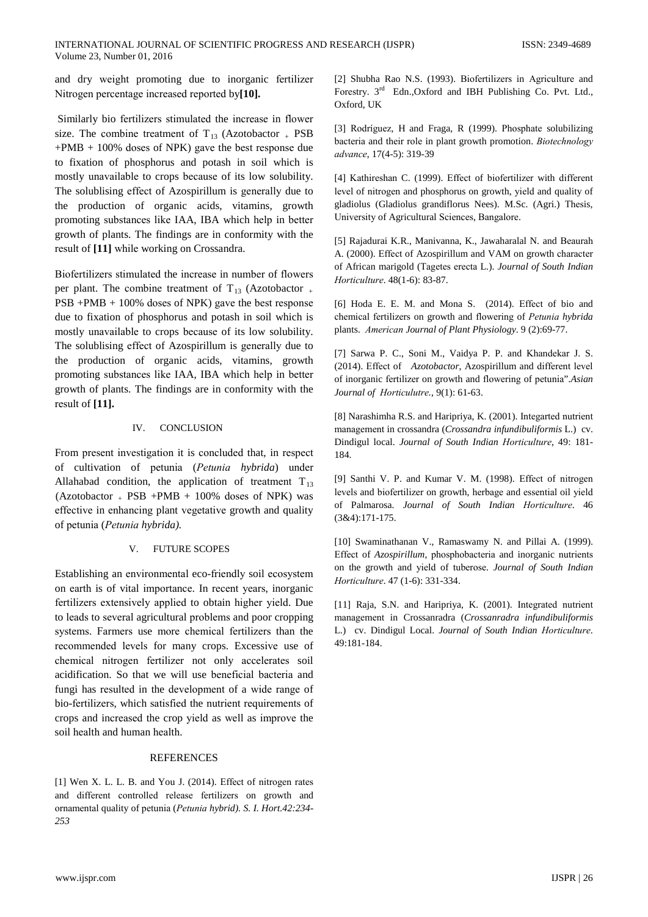and dry weight promoting due to inorganic fertilizer Nitrogen percentage increased reported by **[10].**

Similarly bio fertilizers stimulated the increase in flower size. The combine treatment of $T_{13}$ (Azotobactor $_+$ PSB +PMB + 100% doses of NPK) gave the best response due to fixation of phosphorus and potash in soil which is mostly unavailable to crops because of its low solubility. The solublising effect of Azospirillum is generally due to the production of organic acids, vitamins, growth promoting substances like IAA, IBA which help in better growth of plants. The findings are in conformity with the result of **[11]** while working on Crossandra.

Biofertilizers stimulated the increase in number of flowers per plant. The combine treatment of $T_{13}$ (Azotobactor $_+$ PSB +PMB + 100% doses of NPK) gave the best response due to fixation of phosphorus and potash in soil which is mostly unavailable to crops because of its low solubility. The solublising effect of Azospirillum is generally due to the production of organic acids, vitamins, growth promoting substances like IAA, IBA which help in better growth of plants. The findings are in conformity with the result of **[11].**

## IV. CONCLUSION

From present investigation it is concluded that, in respect of cultivation of petunia (*Petunia hybrida*) under Allahabad condition, the application of treatment $T_{13}$ (Azotobactor $_+$ PSB +PMB + 100% doses of NPK) was effective in enhancing plant vegetative growth and quality of petunia (*Petunia hybrida).*

## V. FUTURE SCOPES

Establishing an environmental eco-friendly soil ecosystem on earth is of vital importance. In recent years, inorganic fertilizers extensively applied to obtain higher yield. Due to leads to several agricultural problems and poor cropping systems. Farmers use more chemical fertilizers than the recommended levels for many crops. Excessive use of chemical nitrogen fertilizer not only accelerates soil acidification. So that we will use beneficial bacteria and fungi has resulted in the development of a wide range of bio-fertilizers, which satisfied the nutrient requirements of crops and increased the crop yield as well as improve the soil health and human health.

## REFERENCES

[1] Wen X. L. L. B. and You J. (2014). Effect of nitrogen rates and different controlled release fertilizers on growth and ornamental quality of petunia (*Petunia hybrid). S. I. Hort.42:234-253*

[2] Shubha Rao N.S. (1993). Biofertilizers in Agriculture and Forestry. 3rd Edn.,Oxford and IBH Publishing Co. Pvt. Ltd., Oxford, UK

[3] Rodríguez, H and Fraga, R (1999). Phosphate solubilizing bacteria and their role in plant growth promotion. *Biotechnology advance*, 17(4-5): 319-39

[4] Kathireshan C. (1999). Effect of biofertilizer with different level of nitrogen and phosphorus on growth, yield and quality of gladiolus (Gladiolus grandiflorus Nees). M.Sc. (Agri.) Thesis, University of Agricultural Sciences, Bangalore.

[5] Rajadurai K.R., Manivanna, K., Jawaharalal N. and Beaurah A. (2000). Effect of Azospirillum and VAM on growth character of African marigold (Tagetes erecta L.). *Journal of South Indian Horticulture*. 48(1-6): 83-87.

[6] Hoda E. E. M. and Mona S. (2014). Effect of bio and chemical fertilizers on growth and flowering of *Petunia hybrida* plants. *American Journal of Plant Physiology*. 9 (2):69-77.

[7] Sarwa P. C., Soni M., Vaidya P. P. and Khandekar J. S. (2014). Effect of *Azotobactor*, Azospirillum and different level of inorganic fertilizer on growth and flowering of petunia".*Asian Journal of Horticulutre.*, 9(1): 61-63.

[8] Narashimha R.S. and Haripriya, K. (2001). Integarted nutrient management in crossandra (*Crossandra infundibuliformis* L.) cv. Dindigul local. *Journal of South Indian Horticulture*, 49: 181-184.

[9] Santhi V. P. and Kumar V. M. (1998). Effect of nitrogen levels and biofertilizer on growth, herbage and essential oil yield of Palmarosa. *Journal of South Indian Horticulture*. 46 (3&4):171-175.

[10] Swaminathanan V., Ramaswamy N. and Pillai A. (1999). Effect of *Azospirillum*, phosphobacteria and inorganic nutrients on the growth and yield of tuberose. *Journal of South Indian Horticulture*. 47 (1-6): 331-334.

[11] Raja, S.N. and Haripriya, K. (2001). Integrated nutrient management in Crossanradra (*Crossanradra infundibuliformis* L.) cv. Dindigul Local. *Journal of South Indian Horticulture*. 49:181-184.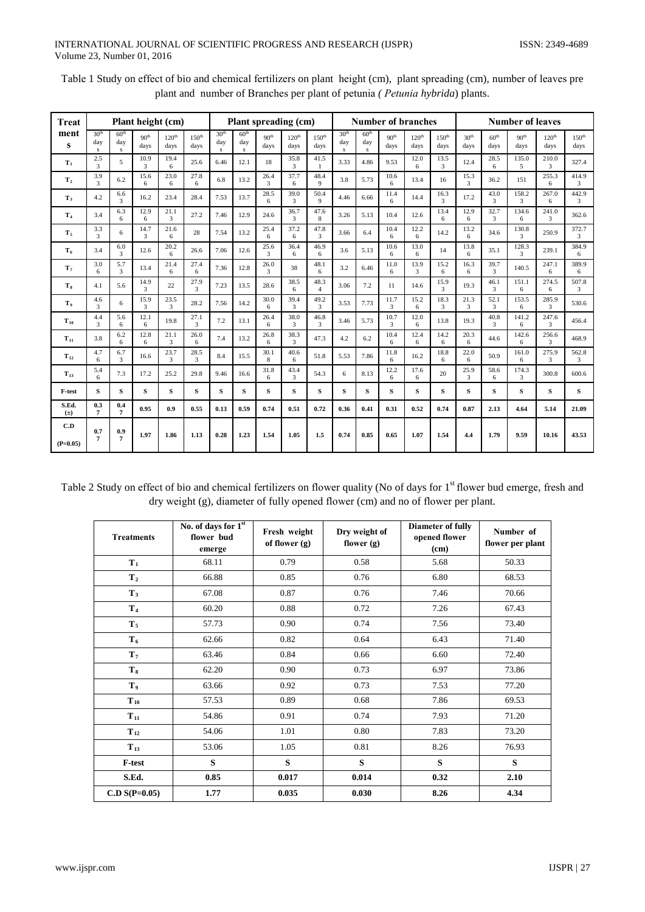Table 1 Study on effect of bio and chemical fertilizers on plant height (cm), plant spreading (cm), number of leaves pre plant and number of Branches per plant of petunia *( Petunia hybrida*) plants.

| Treatments | Plant height (cm) | | | | | Plant spreading (cm) | | | | | Number of branches | | | | | Number of leaves | | | | |
|---|---|---|---|---|---|---|---|---|---|---|---|---|---|---|---|---|---|---|---|---|
| | 30th days | 60th days | 90th days | 120th days | 150th days | 30th days | 60th days | 90th days | 120th days | 150th days | 30th days | 60th days | 90th days | 120th days | 150th days | 30th days | 60th days | 90th days | 120th days | 150th days |
| $T_1$ | 2.53 | 5 | 10.93 | 19.46 | 25.6 | 6.46 | 12.1 | 18 | 35.83 | 41.51 | 3.33 | 4.86 | 9.53 | 12.06 | 13.53 | 12.4 | 28.56 | 135.05 | 210.03 | 327.4 |
| $T_2$ | 3.93 | 6.2 | 15.66 | 23.06 | 27.86 | 6.8 | 13.2 | 26.43 | 37.76 | 48.49 | 3.8 | 5.73 | 10.66 | 13.4 | 16 | 15.33 | 36.2 | 151 | 255.36 | 414.93 |
| $T_3$ | 4.2 | 6.63 | 16.2 | 23.4 | 28.4 | 7.53 | 13.7 | 28.56 | 39.03 | 50.49 | 4.46 | 6.66 | 11.46 | 14.4 | 16.33 | 17.2 | 43.03 | 158.23 | 267.06 | 442.93 |
| $T_4$ | 3.4 | 6.36 | 12.96 | 21.13 | 27.2 | 7.46 | 12.9 | 24.6 | 36.73 | 47.68 | 3.26 | 5.13 | 10.4 | 12.6 | 13.46 | 12.96 | 32.73 | 134.66 | 241.03 | 362.6 |
| $T_5$ | 3.33 | 6 | 14.73 | 21.66 | 28 | 7.54 | 13.2 | 25.46 | 37.26 | 47.83 | 3.66 | 6.4 | 10.46 | 12.26 | 14.2 | 13.26 | 34.6 | 130.83 | 250.9 | 372.73 |
| $T_6$ | 3.4 | 6.03 | 12.6 | 20.26 | 26.6 | 7.06 | 12.6 | 25.63 | 36.46 | 46.96 | 3.6 | 5.13 | 10.66 | 13.06 | 14 | 13.86 | 35.1 | 128.33 | 239.1 | 384.96 |
| $T_7$ | 3.06 | 5.73 | 13.4 | 21.46 | 27.46 | 7.36 | 12.8 | 26.03 | 38 | 48.16 | 3.2 | 6.46 | 11.06 | 13.93 | 15.26 | 16.36 | 39.73 | 140.5 | 247.16 | 389.96 |
| $T_8$ | 4.1 | 5.6 | 14.93 | 22 | 27.93 | 7.23 | 13.5 | 28.6 | 38.56 | 48.34 | 3.06 | 7.2 | 11 | 14.6 | 15.93 | 19.3 | 46.13 | 151.16 | 274.56 | 507.86 |
| $T_9$ | 4.63 | 6 | 15.93 | 23.53 | 28.2 | 7.56 | 14.2 | 30.06 | 39.43 | 49.23 | 3.53 | 7.73 | 11.73 | 15.26 | 18.33 | 21.33 | 52.13 | 153.56 | 285.93 | 530.6 |
| $T_{10}$ | 4.43 | 5.66 | 12.16 | 19.8 | 27.13 | 7.2 | 13.1 | 26.46 | 38.03 | 46.83 | 3.46 | 5.73 | 10.73 | 12.06 | 13.8 | 19.3 | 40.83 | 141.26 | 247.63 | 456.4 |
| $T_{11}$ | 3.8 | 6.26 | 12.86 | 21.13 | 26.06 | 7.4 | 13.2 | 26.86 | 38.33 | 47.3 | 4.2 | 6.2 | 10.46 | 12.46 | 14.26 | 20.36 | 44.6 | 142.66 | 256.63 | 468.9 |
| $T_{12}$ | 4.76 | 6.73 | 16.6 | 23.73 | 28.53 | 8.4 | 15.5 | 30.18 | 40.66 | 51.8 | 5.53 | 7.86 | 11.86 | 16.2 | 18.86 | 22.06 | 50.9 | 161.06 | 275.93 | 562.83 |
| $T_{13}$ | 5.46 | 7.3 | 17.2 | 25.2 | 29.8 | 9.46 | 16.6 | 31.86 | 43.43 | 54.3 | 6 | 8.13 | 12.26 | 17.66 | 20 | 25.93 | 58.66 | 174.33 | 300.8 | 600.6 |
| F-test | S | S | S | S | S | S | S | S | S | S | S | S | S | S | S | S | S | S | S | S |
| S.Ed. (±) | 0.37 | 0.47 | 0.95 | 0.9 | 0.55 | 0.13 | 0.59 | 0.74 | 0.51 | 0.72 | 0.36 | 0.41 | 0.31 | 0.52 | 0.74 | 0.87 | 2.13 | 4.64 | 5.14 | 21.09 |
| C.D (P=0.05) | 0.77 | 0.97 | 1.97 | 1.86 | 1.13 | 0.28 | 1.23 | 1.54 | 1.05 | 1.5 | 0.74 | 0.85 | 0.65 | 1.07 | 1.54 | 4.4 | 1.79 | 9.59 | 10.16 | 43.53 |

Table 2 Study on effect of bio and chemical fertilizers on flower quality (No of days for 1st flower bud emerge, fresh and dry weight (g), diameter of fully opened flower (cm) and no of flower per plant.

| Treatments | No. of days for 1st flower bud emerge | Fresh weight of flower (g) | Dry weight of flower (g) | Diameter of fully opened flower (cm) | Number of flower per plant |
|---|---|---|---|---|---|
| $T_1$ | 68.11 | 0.79 | 0.58 | 5.68 | 50.33 |
| $T_2$ | 66.88 | 0.85 | 0.76 | 6.80 | 68.53 |
| $T_3$ | 67.08 | 0.87 | 0.76 | 7.46 | 70.66 |
| $T_4$ | 60.20 | 0.88 | 0.72 | 7.26 | 67.43 |
| $T_5$ | 57.73 | 0.90 | 0.74 | 7.56 | 73.40 |
| $T_6$ | 62.66 | 0.82 | 0.64 | 6.43 | 71.40 |
| $T_7$ | 63.46 | 0.84 | 0.66 | 6.60 | 72.40 |
| $T_8$ | 62.20 | 0.90 | 0.73 | 6.97 | 73.86 |
| $T_9$ | 63.66 | 0.92 | 0.73 | 7.53 | 77.20 |
| $T_{10}$ | 57.53 | 0.89 | 0.68 | 7.86 | 69.53 |
| $T_{11}$ | 54.86 | 0.91 | 0.74 | 7.93 | 71.20 |
| $T_{12}$ | 54.06 | 1.01 | 0.80 | 7.83 | 73.20 |
| $T_{13}$ | 53.06 | 1.05 | 0.81 | 8.26 | 76.93 |
| F-test | S | S | S | S | S |
| S.Ed. | 0.85 | 0.017 | 0.014 | 0.32 | 2.10 |
| C.D S(P=0.05) | 1.77 | 0.035 | 0.030 | 8.26 | 4.34 |